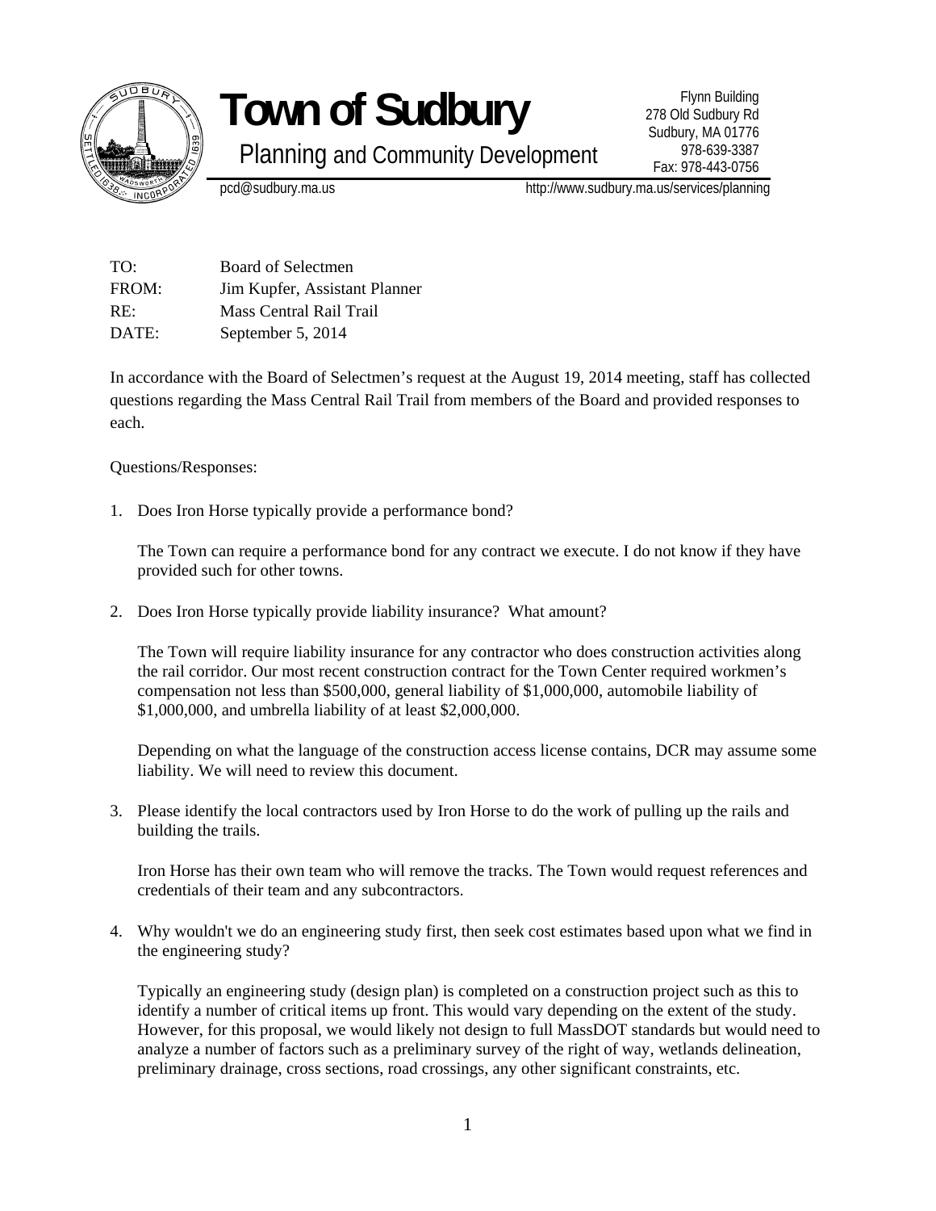# Town of Sudbury

## Planning and Community Development

Flynn Building
278 Old Sudbury Rd
Sudbury, MA 01776
978-639-3387
Fax: 978-443-0756

pcd@sudbury.ma.us http://www.sudbury.ma.us/services/planning

TO: Board of Selectmen
FROM: Jim Kupfer, Assistant Planner
RE: Mass Central Rail Trail
DATE: September 5, 2014

In accordance with the Board of Selectmen's request at the August 19, 2014 meeting, staff has collected questions regarding the Mass Central Rail Trail from members of the Board and provided responses to each.

Questions/Responses:

1. Does Iron Horse typically provide a performance bond?

   The Town can require a performance bond for any contract we execute. I do not know if they have provided such for other towns.

2. Does Iron Horse typically provide liability insurance? What amount?

   The Town will require liability insurance for any contractor who does construction activities along the rail corridor. Our most recent construction contract for the Town Center required workmen's compensation not less than $500,000, general liability of $1,000,000, automobile liability of $1,000,000, and umbrella liability of at least $2,000,000.

   Depending on what the language of the construction access license contains, DCR may assume some liability. We will need to review this document.

3. Please identify the local contractors used by Iron Horse to do the work of pulling up the rails and building the trails.

   Iron Horse has their own team who will remove the tracks. The Town would request references and credentials of their team and any subcontractors.

4. Why wouldn't we do an engineering study first, then seek cost estimates based upon what we find in the engineering study?

   Typically an engineering study (design plan) is completed on a construction project such as this to identify a number of critical items up front. This would vary depending on the extent of the study. However, for this proposal, we would likely not design to full MassDOT standards but would need to analyze a number of factors such as a preliminary survey of the right of way, wetlands delineation, preliminary drainage, cross sections, road crossings, any other significant constraints, etc.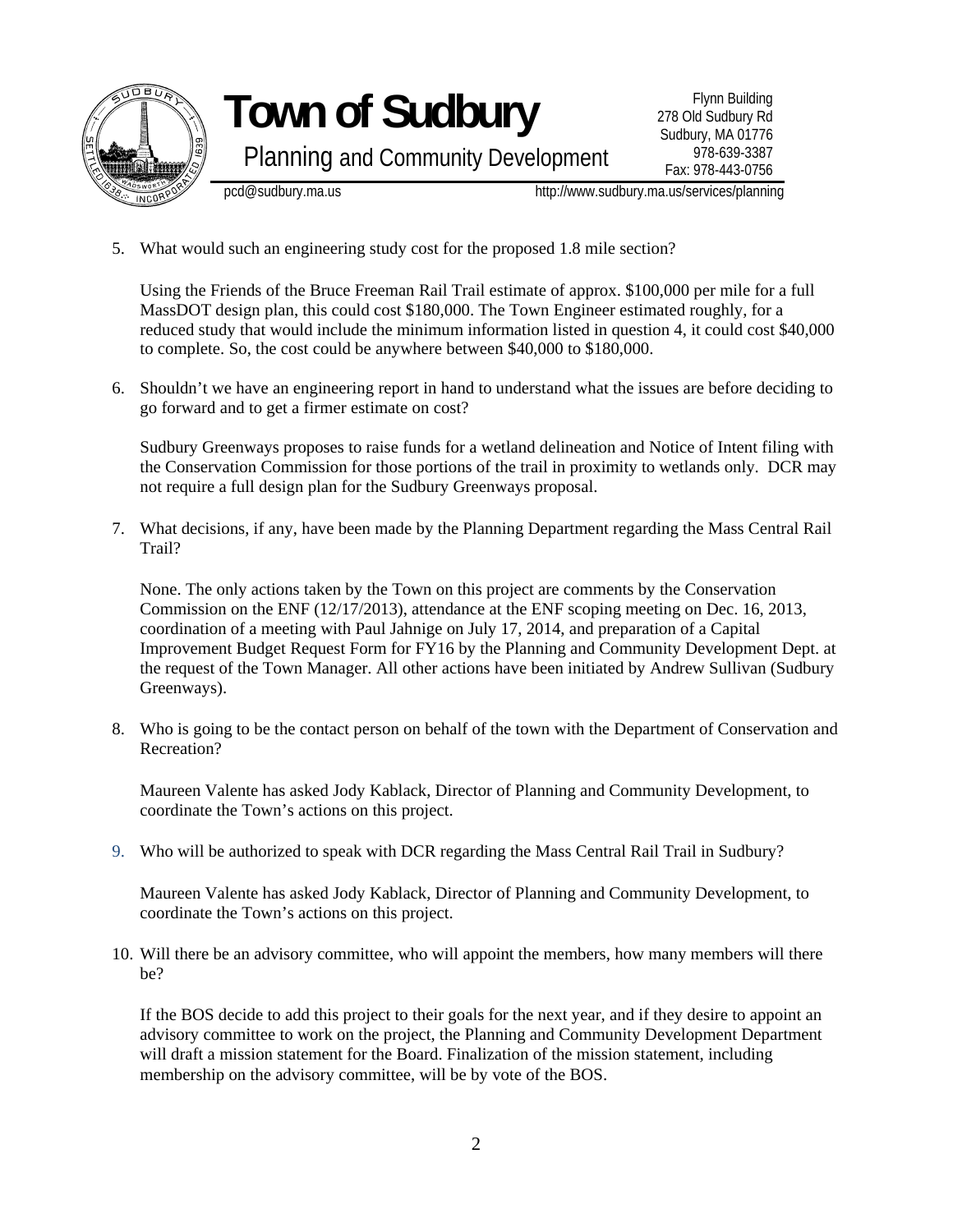5. What would such an engineering study cost for the proposed 1.8 mile section?

   Using the Friends of the Bruce Freeman Rail Trail estimate of approx. $100,000 per mile for a full MassDOT design plan, this could cost $180,000. The Town Engineer estimated roughly, for a reduced study that would include the minimum information listed in question 4, it could cost $40,000 to complete. So, the cost could be anywhere between $40,000 to $180,000.

6. Shouldn't we have an engineering report in hand to understand what the issues are before deciding to go forward and to get a firmer estimate on cost?

   Sudbury Greenways proposes to raise funds for a wetland delineation and Notice of Intent filing with the Conservation Commission for those portions of the trail in proximity to wetlands only. DCR may not require a full design plan for the Sudbury Greenways proposal.

7. What decisions, if any, have been made by the Planning Department regarding the Mass Central Rail Trail?

   None. The only actions taken by the Town on this project are comments by the Conservation Commission on the ENF (12/17/2013), attendance at the ENF scoping meeting on Dec. 16, 2013, coordination of a meeting with Paul Jahnige on July 17, 2014, and preparation of a Capital Improvement Budget Request Form for FY16 by the Planning and Community Development Dept. at the request of the Town Manager. All other actions have been initiated by Andrew Sullivan (Sudbury Greenways).

8. Who is going to be the contact person on behalf of the town with the Department of Conservation and Recreation?

   Maureen Valente has asked Jody Kablack, Director of Planning and Community Development, to coordinate the Town's actions on this project.

9. Who will be authorized to speak with DCR regarding the Mass Central Rail Trail in Sudbury?

   Maureen Valente has asked Jody Kablack, Director of Planning and Community Development, to coordinate the Town's actions on this project.

10. Will there be an advisory committee, who will appoint the members, how many members will there be?

    If the BOS decide to add this project to their goals for the next year, and if they desire to appoint an advisory committee to work on the project, the Planning and Community Development Department will draft a mission statement for the Board. Finalization of the mission statement, including membership on the advisory committee, will be by vote of the BOS.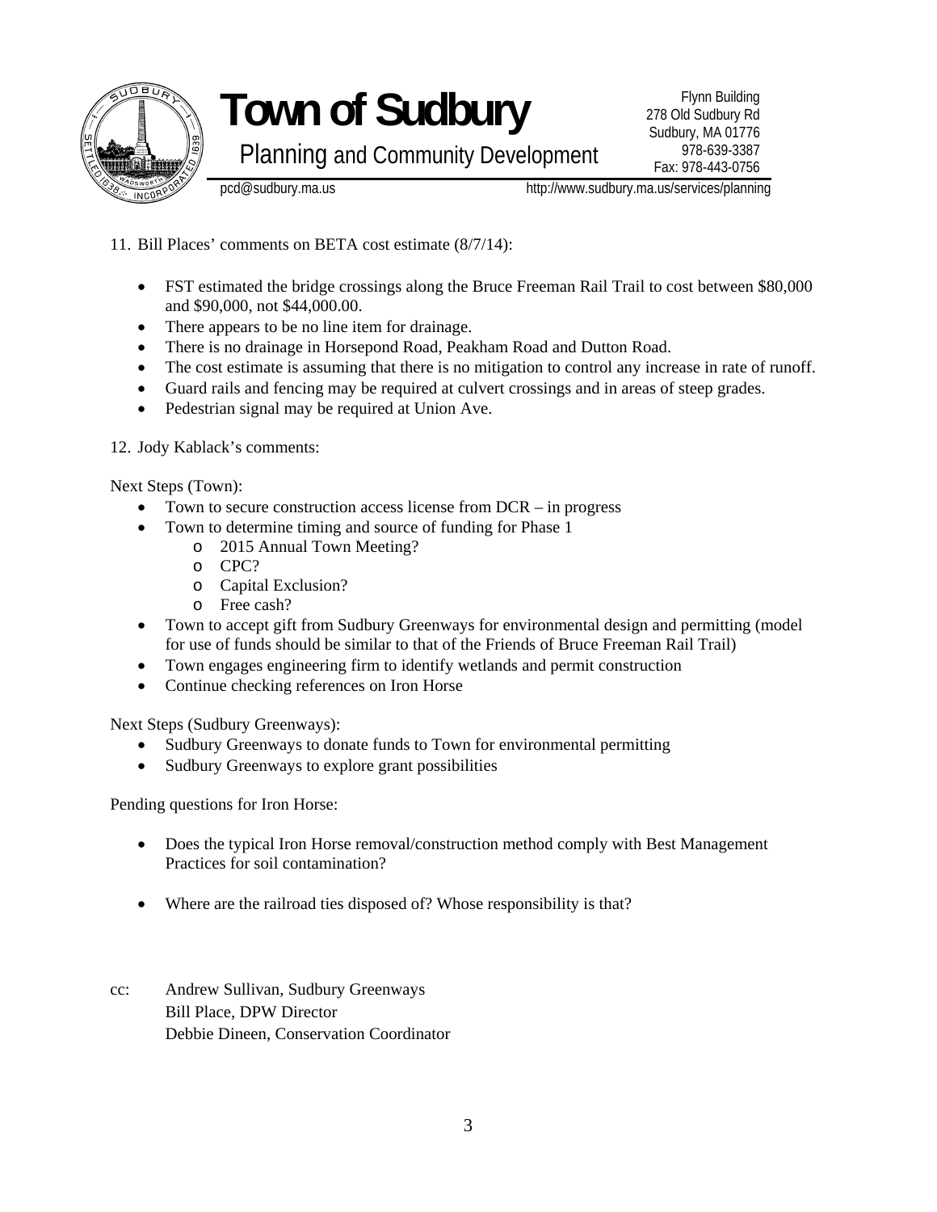11. Bill Places' comments on BETA cost estimate (8/7/14):

- FST estimated the bridge crossings along the Bruce Freeman Rail Trail to cost between $80,000 and $90,000, not $44,000.00.
- There appears to be no line item for drainage.
- There is no drainage in Horsepond Road, Peakham Road and Dutton Road.
- The cost estimate is assuming that there is no mitigation to control any increase in rate of runoff.
- Guard rails and fencing may be required at culvert crossings and in areas of steep grades.
- Pedestrian signal may be required at Union Ave.

12. Jody Kablack's comments:

Next Steps (Town):

- Town to secure construction access license from DCR – in progress
- Town to determine timing and source of funding for Phase 1
  - 2015 Annual Town Meeting?
  - CPC?
  - Capital Exclusion?
  - Free cash?
- Town to accept gift from Sudbury Greenways for environmental design and permitting (model for use of funds should be similar to that of the Friends of Bruce Freeman Rail Trail)
- Town engages engineering firm to identify wetlands and permit construction
- Continue checking references on Iron Horse

Next Steps (Sudbury Greenways):

- Sudbury Greenways to donate funds to Town for environmental permitting
- Sudbury Greenways to explore grant possibilities

Pending questions for Iron Horse:

- Does the typical Iron Horse removal/construction method comply with Best Management Practices for soil contamination?
- Where are the railroad ties disposed of? Whose responsibility is that?

cc: Andrew Sullivan, Sudbury Greenways
Bill Place, DPW Director
Debbie Dineen, Conservation Coordinator